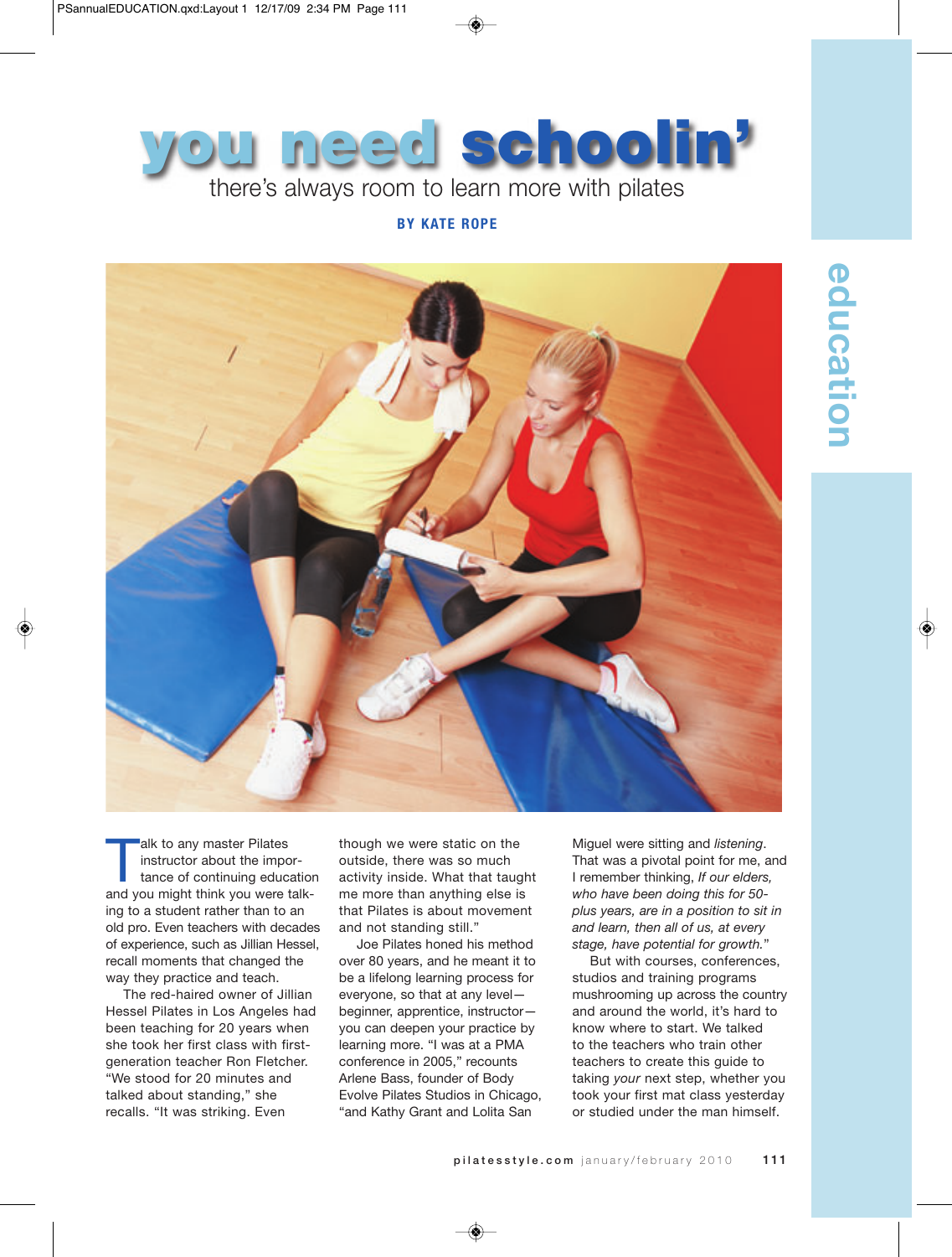# you need schoolin'

## there's always room to learn more with pilates

**BY KATE ROPE**

Talk to any master Pilates instructor about the importance of continuing education and you might think you were talking to a student rather than to an old pro. Even teachers with decades of experience, such as Jillian Hessel, recall moments that changed the way they practice and teach.

The red-haired owner of Jillian Hessel Pilates in Los Angeles had been teaching for 20 years when she took her first class with first-generation teacher Ron Fletcher. "We stood for 20 minutes and talked about standing," she recalls. "It was striking. Even though we were static on the outside, there was so much activity inside. What that taught me more than anything else is that Pilates is about movement and not standing still."

Joe Pilates honed his method over 80 years, and he meant it to be a lifelong learning process for everyone, so that at any level—beginner, apprentice, instructor—you can deepen your practice by learning more. "I was at a PMA conference in 2005," recounts Arlene Bass, founder of Body Evolve Pilates Studios in Chicago, "and Kathy Grant and Lolita San Miguel were sitting and *listening*. That was a pivotal point for me, and I remember thinking, *If our elders, who have been doing this for 50-plus years, are in a position to sit in and learn, then all of us, at every stage, have potential for growth.*"

But with courses, conferences, studios and training programs mushrooming up across the country and around the world, it's hard to know where to start. We talked to the teachers who train other teachers to create this guide to taking *your* next step, whether you took your first mat class yesterday or studied under the man himself.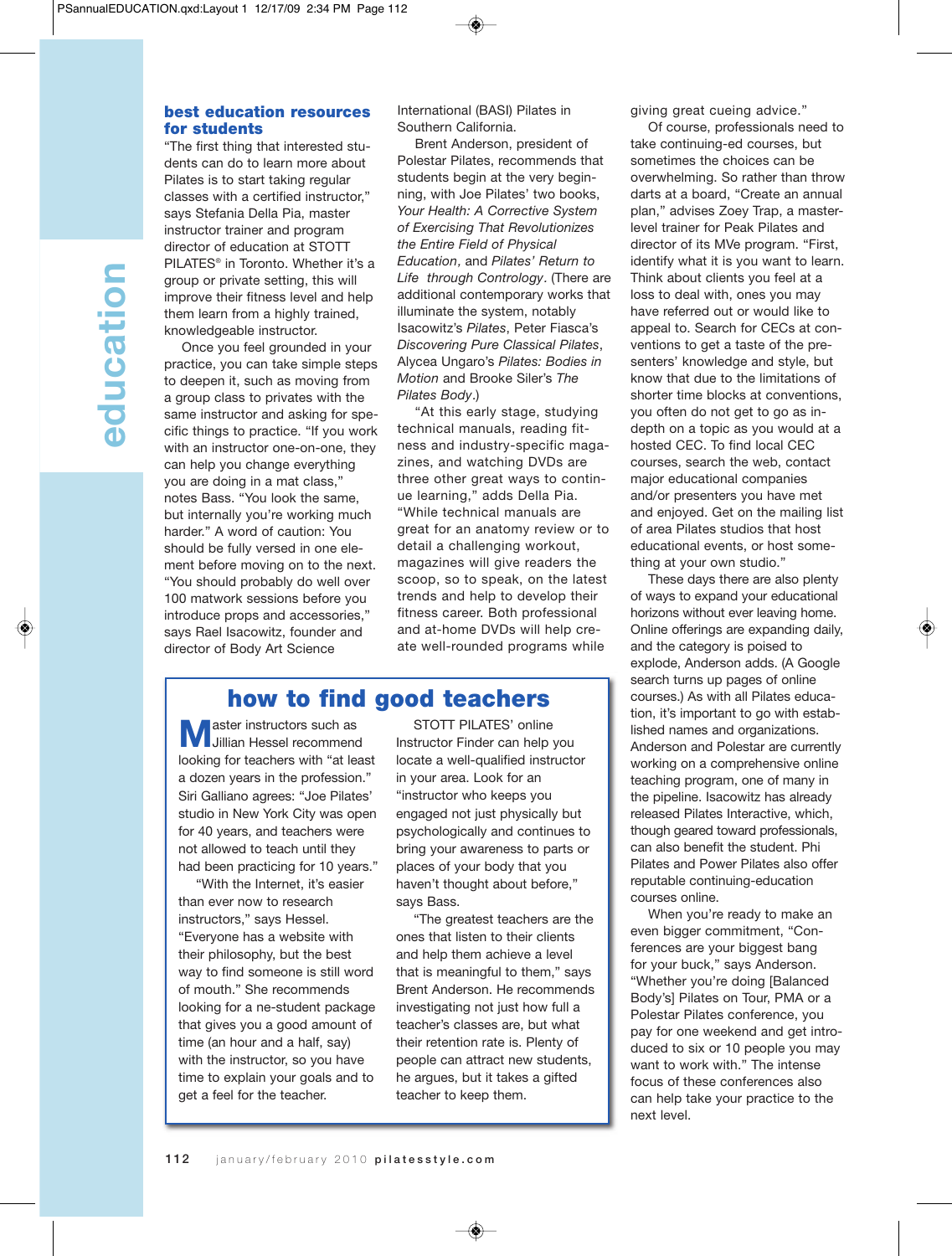## best education resources for students

"The first thing that interested students can do to learn more about Pilates is to start taking regular classes with a certified instructor," says Stefania Della Pia, master instructor trainer and program director of education at STOTT PILATES® in Toronto. Whether it's a group or private setting, this will improve their fitness level and help them learn from a highly trained, knowledgeable instructor.

Once you feel grounded in your practice, you can take simple steps to deepen it, such as moving from a group class to privates with the same instructor and asking for specific things to practice. "If you work with an instructor one-on-one, they can help you change everything you are doing in a mat class," notes Bass. "You look the same, but internally you're working much harder." A word of caution: You should be fully versed in one element before moving on to the next. "You should probably do well over 100 matwork sessions before you introduce props and accessories," says Rael Isacowitz, founder and director of Body Art Science International (BASI) Pilates in Southern California.

Brent Anderson, president of Polestar Pilates, recommends that students begin at the very beginning, with Joe Pilates' two books, *Your Health: A Corrective System of Exercising That Revolutionizes the Entire Field of Physical Education,* and *Pilates' Return to Life through Contrology*. (There are additional contemporary works that illuminate the system, notably Isacowitz's *Pilates*, Peter Fiasca's *Discovering Pure Classical Pilates*, Alycea Ungaro's *Pilates: Bodies in Motion* and Brooke Siler's *The Pilates Body*.)

"At this early stage, studying technical manuals, reading fitness and industry-specific magazines, and watching DVDs are three other great ways to continue learning," adds Della Pia. "While technical manuals are great for an anatomy review or to detail a challenging workout, magazines will give readers the scoop, so to speak, on the latest trends and help to develop their fitness career. Both professional and at-home DVDs will help create well-rounded programs while giving great cueing advice."

Of course, professionals need to take continuing-ed courses, but sometimes the choices can be overwhelming. So rather than throw darts at a board, "Create an annual plan," advises Zoey Trap, a master-level trainer for Peak Pilates and director of its MVe program. "First, identify what it is you want to learn. Think about clients you feel at a loss to deal with, ones you may have referred out or would like to appeal to. Search for CECs at conventions to get a taste of the presenters' knowledge and style, but know that due to the limitations of shorter time blocks at conventions, you often do not get to go as in-depth on a topic as you would at a hosted CEC. To find local CEC courses, search the web, contact major educational companies and/or presenters you have met and enjoyed. Get on the mailing list of area Pilates studios that host educational events, or host something at your own studio."

These days there are also plenty of ways to expand your educational horizons without ever leaving home. Online offerings are expanding daily, and the category is poised to explode, Anderson adds. (A Google search turns up pages of online courses.) As with all Pilates education, it's important to go with established names and organizations. Anderson and Polestar are currently working on a comprehensive online teaching program, one of many in the pipeline. Isacowitz has already released Pilates Interactive, which, though geared toward professionals, can also benefit the student. Phi Pilates and Power Pilates also offer reputable continuing-education courses online.

When you're ready to make an even bigger commitment, "Conferences are your biggest bang for your buck," says Anderson. "Whether you're doing [Balanced Body's] Pilates on Tour, PMA or a Polestar Pilates conference, you pay for one weekend and get introduced to six or 10 people you may want to work with." The intense focus of these conferences also can help take your practice to the next level.

## how to find good teachers

Master instructors such as Jillian Hessel recommend looking for teachers with "at least a dozen years in the profession." Siri Galliano agrees: "Joe Pilates' studio in New York City was open for 40 years, and teachers were not allowed to teach until they had been practicing for 10 years."

"With the Internet, it's easier than ever now to research instructors," says Hessel. "Everyone has a website with their philosophy, but the best way to find someone is still word of mouth." She recommends looking for a ne-student package that gives you a good amount of time (an hour and a half, say) with the instructor, so you have time to explain your goals and to get a feel for the teacher.

STOTT PILATES' online Instructor Finder can help you locate a well-qualified instructor in your area. Look for an "instructor who keeps you engaged not just physically but psychologically and continues to bring your awareness to parts or places of your body that you haven't thought about before," says Bass.

"The greatest teachers are the ones that listen to their clients and help them achieve a level that is meaningful to them," says Brent Anderson. He recommends investigating not just how full a teacher's classes are, but what their retention rate is. Plenty of people can attract new students, he argues, but it takes a gifted teacher to keep them.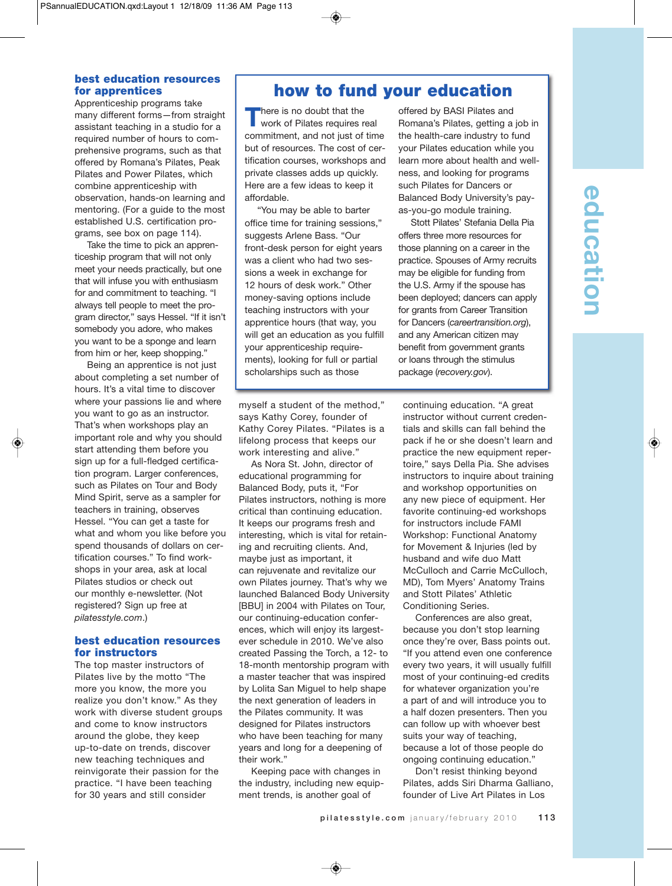## best education resources for apprentices

Apprenticeship programs take many different forms—from straight assistant teaching in a studio for a required number of hours to comprehensive programs, such as that offered by Romana's Pilates, Peak Pilates and Power Pilates, which combine apprenticeship with observation, hands-on learning and mentoring. (For a guide to the most established U.S. certification programs, see box on page 114).

Take the time to pick an apprenticeship program that will not only meet your needs practically, but one that will infuse you with enthusiasm for and commitment to teaching. "I always tell people to meet the program director," says Hessel. "If it isn't somebody you adore, who makes you want to be a sponge and learn from him or her, keep shopping."

Being an apprentice is not just about completing a set number of hours. It's a vital time to discover where your passions lie and where you want to go as an instructor. That's when workshops play an important role and why you should start attending them before you sign up for a full-fledged certification program. Larger conferences, such as Pilates on Tour and Body Mind Spirit, serve as a sampler for teachers in training, observes Hessel. "You can get a taste for what and whom you like before you spend thousands of dollars on certification courses." To find workshops in your area, ask at local Pilates studios or check out our monthly e-newsletter. (Not registered? Sign up free at *pilatesstyle.com*.)

## best education resources for instructors

The top master instructors of Pilates live by the motto "The more you know, the more you realize you don't know." As they work with diverse student groups and come to know instructors around the globe, they keep up-to-date on trends, discover new teaching techniques and reinvigorate their passion for the practice. "I have been teaching for 30 years and still consider myself a student of the method," says Kathy Corey, founder of Kathy Corey Pilates. "Pilates is a lifelong process that keeps our work interesting and alive."

As Nora St. John, director of educational programming for Balanced Body, puts it, "For Pilates instructors, nothing is more critical than continuing education. It keeps our programs fresh and interesting, which is vital for retaining and recruiting clients. And, maybe just as important, it can rejuvenate and revitalize our own Pilates journey. That's why we launched Balanced Body University [BBU] in 2004 with Pilates on Tour, our continuing-education conferences, which will enjoy its largest-ever schedule in 2010. We've also created Passing the Torch, a 12- to 18-month mentorship program with a master teacher that was inspired by Lolita San Miguel to help shape the next generation of leaders in the Pilates community. It was designed for Pilates instructors who have been teaching for many years and long for a deepening of their work."

Keeping pace with changes in the industry, including new equipment trends, is another goal of continuing education. "A great instructor without current credentials and skills can fall behind the pack if he or she doesn't learn and practice the new equipment repertoire," says Della Pia. She advises instructors to inquire about training and workshop opportunities on any new piece of equipment. Her favorite continuing-ed workshops for instructors include FAMI Workshop: Functional Anatomy for Movement & Injuries (led by husband and wife duo Matt McCulloch and Carrie McCulloch, MD), Tom Myers' Anatomy Trains and Stott Pilates' Athletic Conditioning Series.

Conferences are also great, because you don't stop learning once they're over, Bass points out. "If you attend even one conference every two years, it will usually fulfill most of your continuing-ed credits for whatever organization you're a part of and will introduce you to a half dozen presenters. Then you can follow up with whoever best suits your way of teaching, because a lot of those people do ongoing continuing education."

Don't resist thinking beyond Pilates, adds Siri Dharma Galliano, founder of Live Art Pilates in Los

## how to fund your education

There is no doubt that the work of Pilates requires real commitment, and not just of time but of resources. The cost of certification courses, workshops and private classes adds up quickly. Here are a few ideas to keep it affordable.

"You may be able to barter office time for training sessions," suggests Arlene Bass. "Our front-desk person for eight years was a client who had two sessions a week in exchange for 12 hours of desk work." Other money-saving options include teaching instructors with your apprentice hours (that way, you will get an education as you fulfill your apprenticeship requirements), looking for full or partial scholarships such as those offered by BASI Pilates and Romana's Pilates, getting a job in the health-care industry to fund your Pilates education while you learn more about health and wellness, and looking for programs such Pilates for Dancers or Balanced Body University's pay-as-you-go module training.

Stott Pilates' Stefania Della Pia offers three more resources for those planning on a career in the practice. Spouses of Army recruits may be eligible for funding from the U.S. Army if the spouse has been deployed; dancers can apply for grants from Career Transition for Dancers (*careertransition.org*), and any American citizen may benefit from government grants or loans through the stimulus package (*recovery.gov*).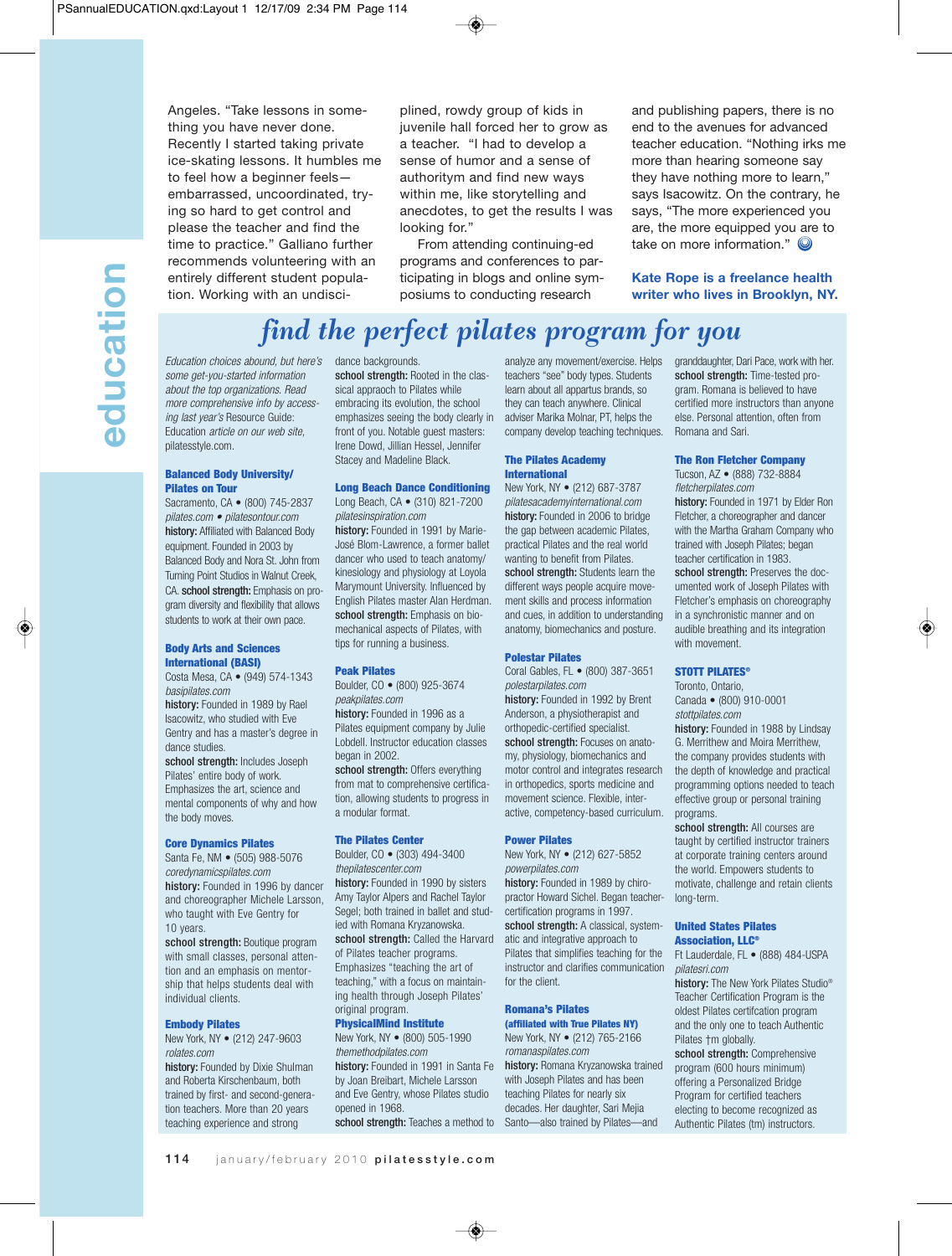Angeles. "Take lessons in something you have never done. Recently I started taking private ice-skating lessons. It humbles me to feel how a beginner feels—embarrassed, uncoordinated, trying so hard to get control and please the teacher and find the time to practice." Galliano further recommends volunteering with an entirely different student population. Working with an undisciplined, rowdy group of kids in juvenile hall forced her to grow as a teacher. "I had to develop a sense of humor and a sense of authoritym and find new ways within me, like storytelling and anecdotes, to get the results I was looking for."

From attending continuing-ed programs and conferences to participating in blogs and online symposiums to conducting research and publishing papers, there is no end to the avenues for advanced teacher education. "Nothing irks me more than hearing someone say they have nothing more to learn," says Isacowitz. On the contrary, he says, "The more experienced you are, the more equipped you are to take on more information."

**Kate Rope is a freelance health writer who lives in Brooklyn, NY.**

# find the perfect pilates program for you

*Education choices abound, but here's some get-you-started information about the top organizations. Read more comprehensive info by accessing last year's* Resource Guide: Education *article on our web site,* pilatesstyle.com.

### Balanced Body University/ Pilates on Tour

Sacramento, CA • (800) 745-2837
*pilates.com • pilatesontour.com*
**history:** Affiliated with Balanced Body equipment. Founded in 2003 by Balanced Body and Nora St. John from Turning Point Studios in Walnut Creek, CA. **school strength:** Emphasis on program diversity and flexibility that allows students to work at their own pace.

### Body Arts and Sciences International (BASI)

Costa Mesa, CA • (949) 574-1343
*basipilates.com*
**history:** Founded in 1989 by Rael Isacowitz, who studied with Eve Gentry and has a master's degree in dance studies.
**school strength:** Includes Joseph Pilates' entire body of work. Emphasizes the art, science and mental components of why and how the body moves.

### Core Dynamics Pilates

Santa Fe, NM • (505) 988-5076
*coredynamicspilates.com*
**history:** Founded in 1996 by dancer and choreographer Michele Larsson, who taught with Eve Gentry for 10 years.
**school strength:** Boutique program with small classes, personal attention and an emphasis on mentorship that helps students deal with individual clients.

### Embody Pilates

New York, NY • (212) 247-9603
*rolates.com*
**history:** Founded by Dixie Shulman and Roberta Larsson, both trained by first- and second-generation teachers. More than 20 years teaching experience and strong dance backgrounds.
**school strength:** Rooted in the classical approach to Pilates while embracing its evolution, the school emphasizes seeing the body clearly in front of you. Notable guest masters: Irene Dowd, Jillian Hessel, Jennifer Stacey and Madeline Black.

### Long Beach Dance Conditioning

Long Beach, CA • (310) 821-7200
*pilatesinspiration.com*
**history:** Founded in 1991 by Marie-José Blom-Lawrence, a former ballet dancer who used to teach anatomy/kinesiology and physiology at Loyola Marymount University. Influenced by English Pilates master Alan Herdman.
**school strength:** Emphasis on biomechanical aspects of Pilates, with tips for running a business.

### Peak Pilates

Boulder, CO • (800) 925-3674
*peakpilates.com*
**history:** Founded in 1996 as a Pilates equipment company by Julie Lobdell. Instructor education classes began in 2002.
**school strength:** Offers everything from mat to comprehensive certification, allowing students to progress in a modular format.

### The Pilates Center

Boulder, CO • (303) 494-3400
*thepilatescenter.com*
**history:** Founded in 1990 by sisters Amy Taylor Alpers and Rachel Taylor Segel; both trained in ballet and studied with Romana Kryzanowska.
**school strength:** Called the Harvard of Pilates teacher programs. Emphasizes "teaching the art of teaching," with a focus on maintaining health through Joseph Pilates' original program.

### PhysicalMind Institute

New York, NY • (800) 505-1990
*themethodpilates.com*
**history:** Founded in 1991 in Santa Fe by Joan Breibart, Michele Larsson and Eve Gentry, whose Pilates studio opened in 1968.
**school strength:** Teaches a method to analyze any movement/exercise. Helps teachers "see" body types. Students learn about all appartus brands, so they can teach anywhere. Clinical adviser Marika Molnar, PT, helps the company develop teaching techniques.

### The Pilates Academy International

New York, NY • (212) 687-3787
*pilatesacademyinternational.com*
**history:** Founded in 2006 to bridge the gap between academic Pilates, practical Pilates and the real world wanting to benefit from Pilates.
**school strength:** Students learn the different ways people acquire movement skills and process information and cues, in addition to understanding anatomy, biomechanics and posture.

### Polestar Pilates

Coral Gables, FL • (800) 387-3651
*polestarpilates.com*
**history:** Founded in 1992 by Brent Anderson, a physiotherapist and orthopedic-certified specialist.
**school strength:** Focuses on anatomy, physiology, biomechanics and motor control and integrates research in orthopedics, sports medicine and movement science. Flexible, interactive, competency-based curriculum.

### Power Pilates

New York, NY • (212) 627-5852
*powerpilates.com*
**history:** Founded in 1989 by chiropractor Howard Sichel. Began teacher-certification programs in 1997.
**school strength:** A classical, systematic and integrative approach to Pilates that simplifies teaching for the instructor and clarifies communication for the client.

### Romana's Pilates (affiliated with True Pilates NY)

New York, NY • (212) 765-2166
*romanaspilates.com*
**history:** Romana Kryzanowska trained with Joseph Pilates and has been teaching Pilates for nearly six decades. Her daughter, Sari Mejia Santo—also trained by Pilates—and granddaughter, Dari Pace, work with her.
**school strength:** Time-tested program. Romana is believed to have certified more instructors than anyone else. Personal attention, often from Romana and Sari.

### The Ron Fletcher Company

Tucson, AZ • (888) 732-8884
*fletcherpilates.com*
**history:** Founded in 1971 by Elder Ron Fletcher, a choreographer and dancer with the Martha Graham Company who trained with Joseph Pilates; began teacher certification in 1983.
**school strength:** Preserves the documented work of Joseph Pilates with Fletcher's emphasis on choreography in a synchronistic manner and on audible breathing and its integration with movement.

### STOTT PILATES®

Toronto, Ontario, Canada • (800) 910-0001
*stottpilates.com*
**history:** Founded in 1988 by Lindsay G. Merrithew and Moira Merrithew, the company provides students with the depth of knowledge and practical programming options needed to teach effective group or personal training programs.
**school strength:** All courses are taught by certified instructor trainers at corporate training centers around the world. Empowers students to motivate, challenge and retain clients long-term.

### United States Pilates Association, LLC®

Ft Lauderdale, FL • (888) 484-USPA
*pilatesri.com*
**history:** The New York Pilates Studio® Teacher Certification Program is the oldest Pilates certifcation program and the only one to teach Authentic Pilates †m globally.
**school strength:** Comprehensive program (600 hours minimum) offering a Personalized Bridge Program for certified teachers electing to become recognized as Authentic Pilates (tm) instructors.